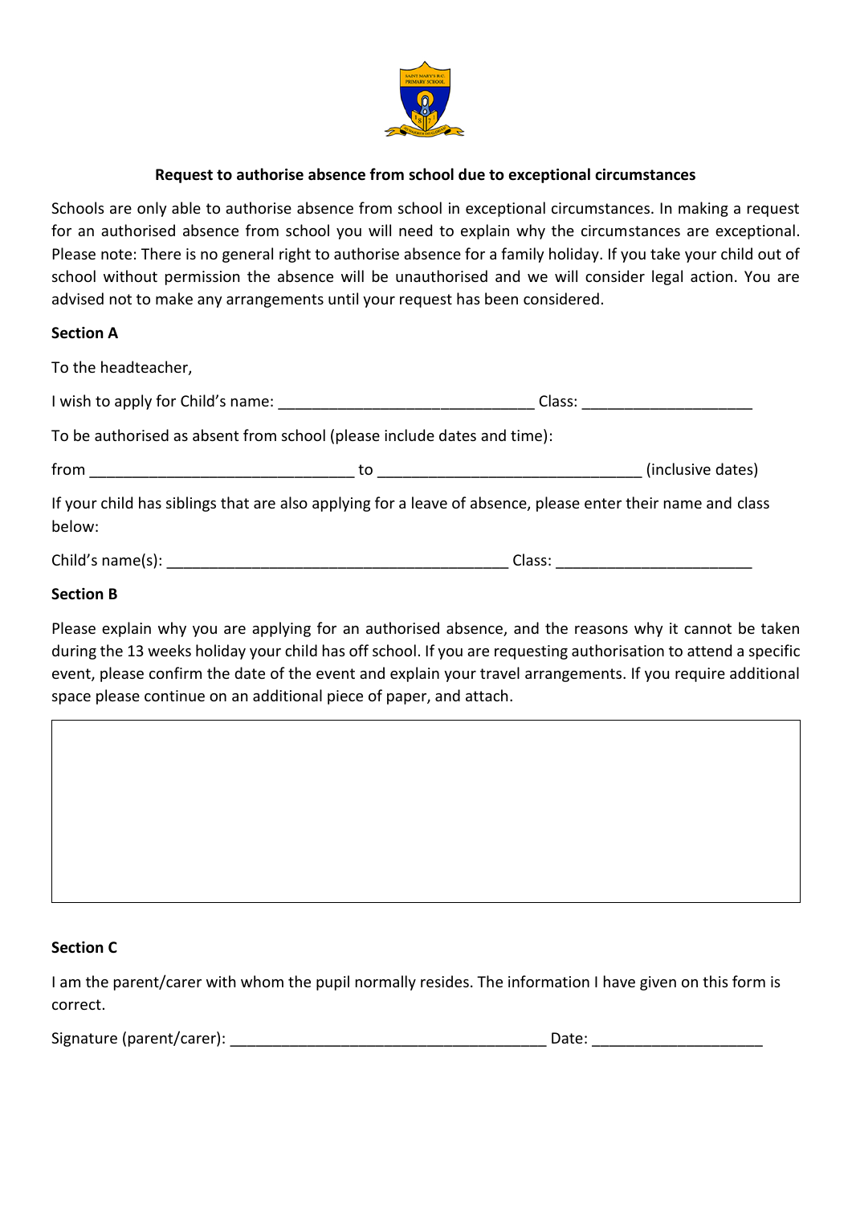**Request to authorise absence from school due to exceptional circumstances**

Schools are only able to authorise absence from school in exceptional circumstances. In making a request for an authorised absence from school you will need to explain why the circumstances are exceptional. Please note: There is no general right to authorise absence for a family holiday. If you take your child out of school without permission the absence will be unauthorised and we will consider legal action. You are advised not to make any arrangements until your request has been considered.

**Section A**

To the headteacher,

I wish to apply for Child's name: ______________________________ Class: ____________________

To be authorised as absent from school (please include dates and time):

from ______________________________ to ______________________________ (inclusive dates)

If your child has siblings that are also applying for a leave of absence, please enter their name and class below:

Child's name(s): ________________________________________ Class: ______________________

**Section B**

Please explain why you are applying for an authorised absence, and the reasons why it cannot be taken during the 13 weeks holiday your child has off school. If you are requesting authorisation to attend a specific event, please confirm the date of the event and explain your travel arrangements. If you require additional space please continue on an additional piece of paper, and attach.

| |
|---|
| |

**Section C**

I am the parent/carer with whom the pupil normally resides. The information I have given on this form is correct.

Signature (parent/carer): _____________________________________ Date: ____________________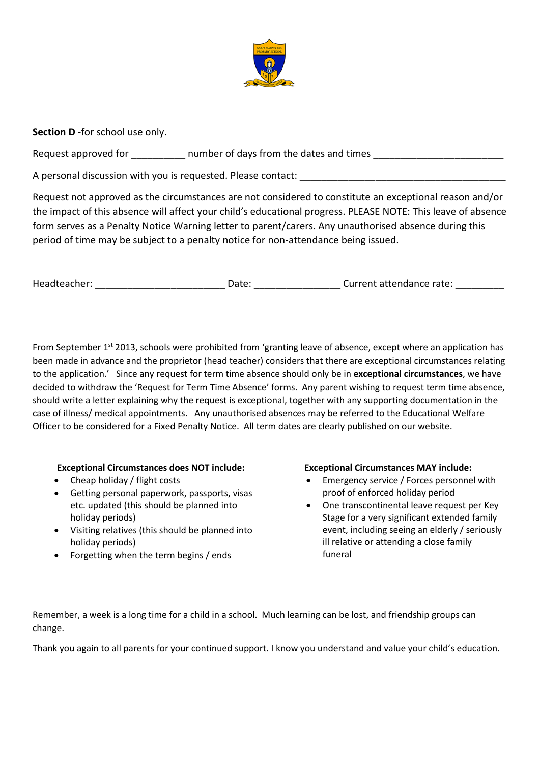**Section D** -for school use only.

Request approved for __________ number of days from the dates and times ________________________

A personal discussion with you is requested. Please contact: ________________________________________

Request not approved as the circumstances are not considered to constitute an exceptional reason and/or the impact of this absence will affect your child's educational progress. PLEASE NOTE: This leave of absence form serves as a Penalty Notice Warning letter to parent/carers. Any unauthorised absence during this period of time may be subject to a penalty notice for non-attendance being issued.

Headteacher: ________________________ Date: ________________ Current attendance rate: _________

From September 1st 2013, schools were prohibited from 'granting leave of absence, except where an application has been made in advance and the proprietor (head teacher) considers that there are exceptional circumstances relating to the application.' Since any request for term time absence should only be in **exceptional circumstances**, we have decided to withdraw the 'Request for Term Time Absence' forms. Any parent wishing to request term time absence, should write a letter explaining why the request is exceptional, together with any supporting documentation in the case of illness/ medical appointments. Any unauthorised absences may be referred to the Educational Welfare Officer to be considered for a Fixed Penalty Notice. All term dates are clearly published on our website.

**Exceptional Circumstances does NOT include:**

- Cheap holiday / flight costs
- Getting personal paperwork, passports, visas etc. updated (this should be planned into holiday periods)
- Visiting relatives (this should be planned into holiday periods)
- Forgetting when the term begins / ends

**Exceptional Circumstances MAY include:**

- Emergency service / Forces personnel with proof of enforced holiday period
- One transcontinental leave request per Key Stage for a very significant extended family event, including seeing an elderly / seriously ill relative or attending a close family funeral

Remember, a week is a long time for a child in a school. Much learning can be lost, and friendship groups can change.

Thank you again to all parents for your continued support. I know you understand and value your child's education.